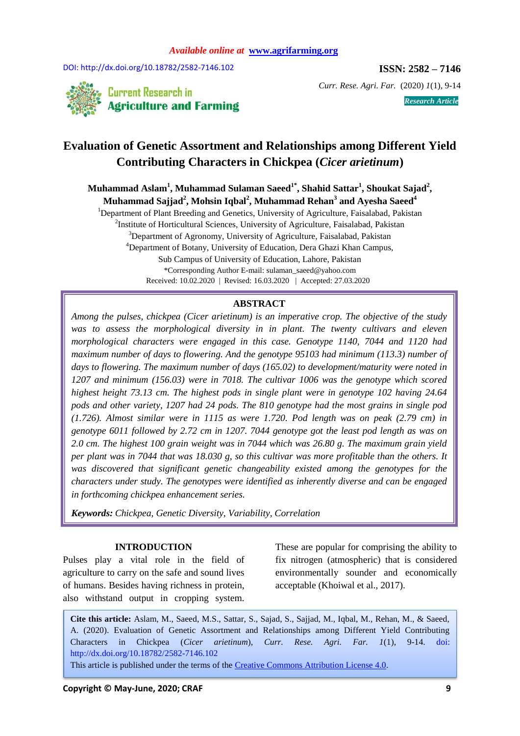Available online at www.agrifarming.org

DOI: http://dx.doi.org/10.18782/2582-7146.102

**ISSN: 2582 – 7146**

*Curr. Rese. Agri. Far.* (2020) *1*(1), 9-14

*Research Article*

# Evaluation of Genetic Assortment and Relationships among Different Yield Contributing Characters in Chickpea (*Cicer arietinum*)

**Muhammad Aslam[1], Muhammad Sulaman Saeed[1*], Shahid Sattar[1], Shoukat Sajad[2], Muhammad Sajjad[2], Mohsin Iqbal[2], Muhammad Rehan[3] and Ayesha Saeed[4]**

[1]Department of Plant Breeding and Genetics, University of Agriculture, Faisalabad, Pakistan
[2]Institute of Horticultural Sciences, University of Agriculture, Faisalabad, Pakistan
[3]Department of Agronomy, University of Agriculture, Faisalabad, Pakistan
[4]Department of Botany, University of Education, Dera Ghazi Khan Campus, Sub Campus of University of Education, Lahore, Pakistan
*Corresponding Author E-mail: sulaman_saeed@yahoo.com
Received: 10.02.2020 | Revised: 16.03.2020 | Accepted: 27.03.2020

## ABSTRACT

*Among the pulses, chickpea (Cicer arietinum) is an imperative crop. The objective of the study was to assess the morphological diversity in in plant. The twenty cultivars and eleven morphological characters were engaged in this case. Genotype 1140, 7044 and 1120 had maximum number of days to flowering. And the genotype 95103 had minimum (113.3) number of days to flowering. The maximum number of days (165.02) to development/maturity were noted in 1207 and minimum (156.03) were in 7018. The cultivar 1006 was the genotype which scored highest height 73.13 cm. The highest pods in single plant were in genotype 102 having 24.64 pods and other variety, 1207 had 24 pods. The 810 genotype had the most grains in single pod (1.726). Almost similar were in 1115 as were 1.720. Pod length was on peak (2.79 cm) in genotype 6011 followed by 2.72 cm in 1207. 7044 genotype got the least pod length as was on 2.0 cm. The highest 100 grain weight was in 7044 which was 26.80 g. The maximum grain yield per plant was in 7044 that was 18.030 g, so this cultivar was more profitable than the others. It was discovered that significant genetic changeability existed among the genotypes for the characters under study. The genotypes were identified as inherently diverse and can be engaged in forthcoming chickpea enhancement series.*

***Keywords:*** *Chickpea, Genetic Diversity, Variability, Correlation*

## INTRODUCTION

Pulses play a vital role in the field of agriculture to carry on the safe and sound lives of humans. Besides having richness in protein, also withstand output in cropping system. These are popular for comprising the ability to fix nitrogen (atmospheric) that is considered environmentally sounder and economically acceptable (Khoiwal et al., 2017).

**Cite this article:** Aslam, M., Saeed, M.S., Sattar, S., Sajad, S., Sajjad, M., Iqbal, M., Rehan, M., & Saeed, A. (2020). Evaluation of Genetic Assortment and Relationships among Different Yield Contributing Characters in Chickpea (*Cicer arietinum*), *Curr. Rese. Agri. Far.* *1*(1), 9-14. doi: http://dx.doi.org/10.18782/2582-7146.102

This article is published under the terms of the Creative Commons Attribution License 4.0.

**Copyright © May-June, 2020; CRAF**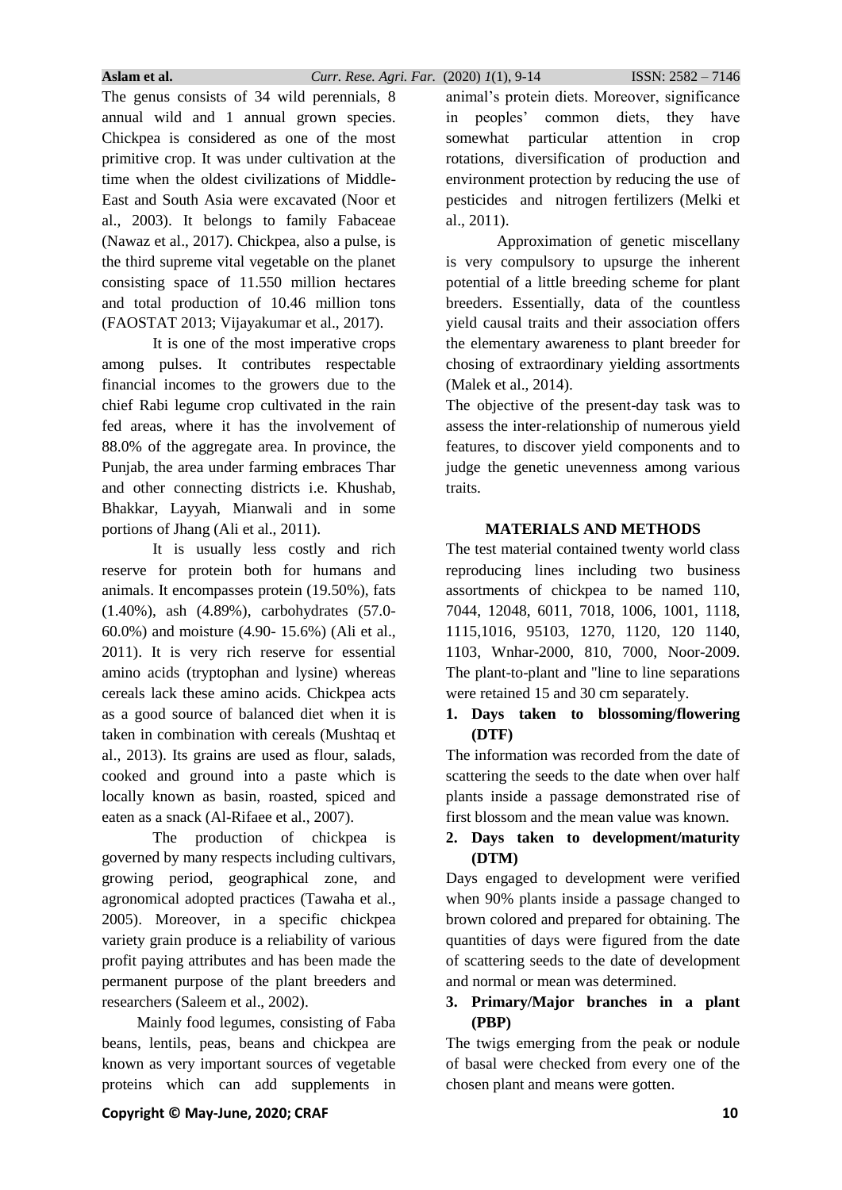The genus consists of 34 wild perennials, 8 annual wild and 1 annual grown species. Chickpea is considered as one of the most primitive crop. It was under cultivation at the time when the oldest civilizations of Middle-East and South Asia were excavated (Noor et al., 2003). It belongs to family Fabaceae (Nawaz et al., 2017). Chickpea, also a pulse, is the third supreme vital vegetable on the planet consisting space of 11.550 million hectares and total production of 10.46 million tons (FAOSTAT 2013; Vijayakumar et al., 2017).

It is one of the most imperative crops among pulses. It contributes respectable financial incomes to the growers due to the chief Rabi legume crop cultivated in the rain fed areas, where it has the involvement of 88.0% of the aggregate area. In province, the Punjab, the area under farming embraces Thar and other connecting districts i.e. Khushab, Bhakkar, Layyah, Mianwali and in some portions of Jhang (Ali et al., 2011).

It is usually less costly and rich reserve for protein both for humans and animals. It encompasses protein (19.50%), fats (1.40%), ash (4.89%), carbohydrates (57.0-60.0%) and moisture (4.90- 15.6%) (Ali et al., 2011). It is very rich reserve for essential amino acids (tryptophan and lysine) whereas cereals lack these amino acids. Chickpea acts as a good source of balanced diet when it is taken in combination with cereals (Mushtaq et al., 2013). Its grains are used as flour, salads, cooked and ground into a paste which is locally known as basin, roasted, spiced and eaten as a snack (Al-Rifaee et al., 2007).

The production of chickpea is governed by many respects including cultivars, growing period, geographical zone, and agronomical adopted practices (Tawaha et al., 2005). Moreover, in a specific chickpea variety grain produce is a reliability of various profit paying attributes and has been made the permanent purpose of the plant breeders and researchers (Saleem et al., 2002).

Mainly food legumes, consisting of Faba beans, lentils, peas, beans and chickpea are known as very important sources of vegetable proteins which can add supplements in animal's protein diets. Moreover, significance in peoples' common diets, they have somewhat particular attention in crop rotations, diversification of production and environment protection by reducing the use of pesticides and nitrogen fertilizers (Melki et al., 2011).

Approximation of genetic miscellany is very compulsory to upsurge the inherent potential of a little breeding scheme for plant breeders. Essentially, data of the countless yield causal traits and their association offers the elementary awareness to plant breeder for chosing of extraordinary yielding assortments (Malek et al., 2014).

The objective of the present-day task was to assess the inter-relationship of numerous yield features, to discover yield components and to judge the genetic unevenness among various traits.

## MATERIALS AND METHODS

The test material contained twenty world class reproducing lines including two business assortments of chickpea to be named 110, 7044, 12048, 6011, 7018, 1006, 1001, 1118, 1115,1016, 95103, 1270, 1120, 120 1140, 1103, Wnhar-2000, 810, 7000, Noor-2009. The plant-to-plant and "line to line separations were retained 15 and 30 cm separately.

1. **Days taken to blossoming/flowering (DTF)**

The information was recorded from the date of scattering the seeds to the date when over half plants inside a passage demonstrated rise of first blossom and the mean value was known.

2. **Days taken to development/maturity (DTM)**

Days engaged to development were verified when 90% plants inside a passage changed to brown colored and prepared for obtaining. The quantities of days were figured from the date of scattering seeds to the date of development and normal or mean was determined.

3. **Primary/Major branches in a plant (PBP)**

The twigs emerging from the peak or nodule of basal were checked from every one of the chosen plant and means were gotten.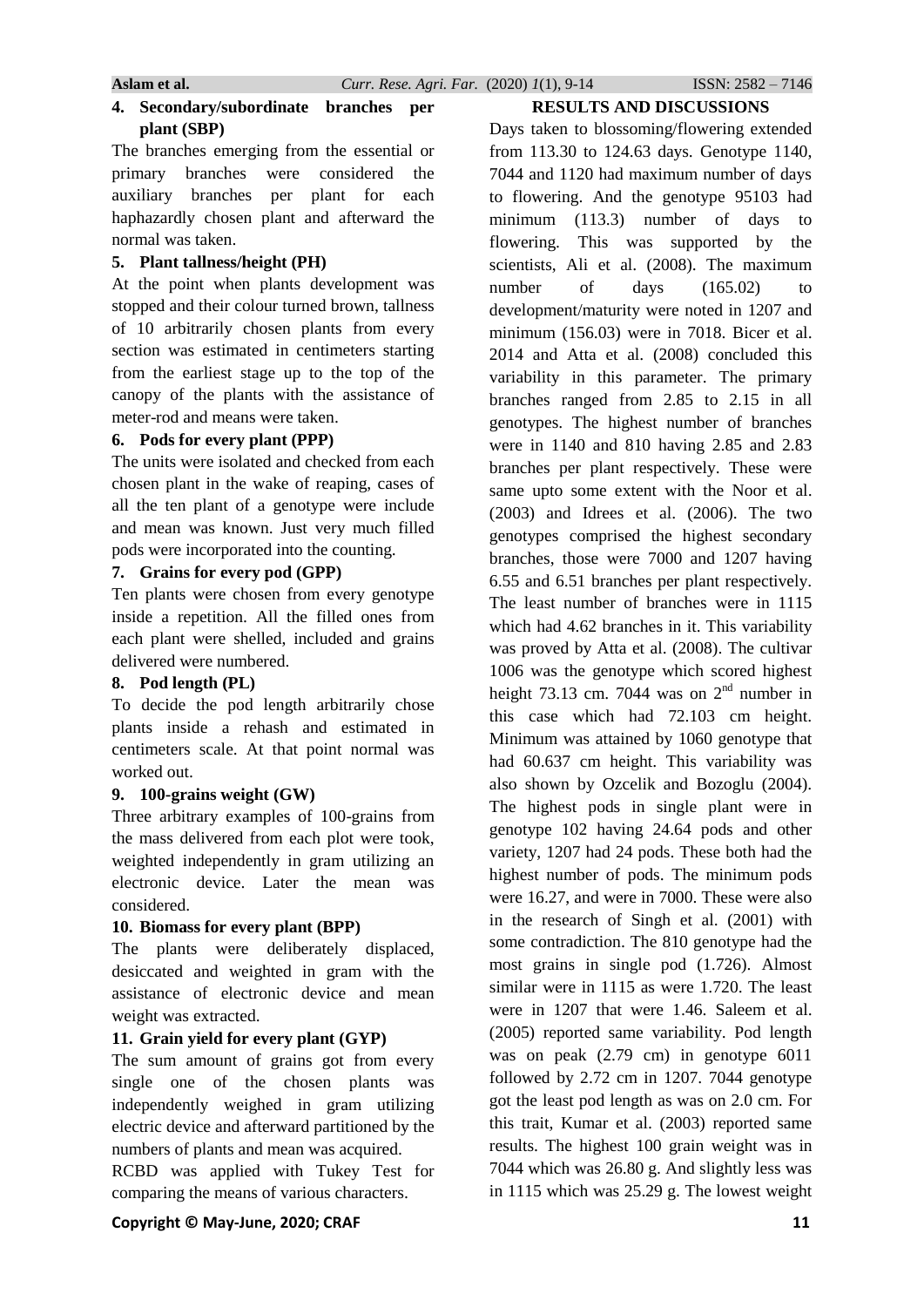4. **Secondary/subordinate branches per plant (SBP)**

The branches emerging from the essential or primary branches were considered the auxiliary branches per plant for each haphazardly chosen plant and afterward the normal was taken.

5. **Plant tallness/height (PH)**

At the point when plants development was stopped and their colour turned brown, tallness of 10 arbitrarily chosen plants from every section was estimated in centimeters starting from the earliest stage up to the top of the canopy of the plants with the assistance of meter-rod and means were taken.

6. **Pods for every plant (PPP)**

The units were isolated and checked from each chosen plant in the wake of reaping, cases of all the ten plant of a genotype were include and mean was known. Just very much filled pods were incorporated into the counting.

7. **Grains for every pod (GPP)**

Ten plants were chosen from every genotype inside a repetition. All the filled ones from each plant were shelled, included and grains delivered were numbered.

8. **Pod length (PL)**

To decide the pod length arbitrarily chose plants inside a rehash and estimated in centimeters scale. At that point normal was worked out.

9. **100-grains weight (GW)**

Three arbitrary examples of 100-grains from the mass delivered from each plot were took, weighted independently in gram utilizing an electronic device. Later the mean was considered.

10. **Biomass for every plant (BPP)**

The plants were deliberately displaced, desiccated and weighted in gram with the assistance of electronic device and mean weight was extracted.

11. **Grain yield for every plant (GYP)**

The sum amount of grains got from every single one of the chosen plants was independently weighed in gram utilizing electric device and afterward partitioned by the numbers of plants and mean was acquired.

RCBD was applied with Tukey Test for comparing the means of various characters.

## RESULTS AND DISCUSSIONS

Days taken to blossoming/flowering extended from 113.30 to 124.63 days. Genotype 1140, 7044 and 1120 had maximum number of days to flowering. And the genotype 95103 had minimum (113.3) number of days to flowering. This was supported by the scientists, Ali et al. (2008). The maximum number of days (165.02) to development/maturity were noted in 1207 and minimum (156.03) were in 7018. Bicer et al. 2014 and Atta et al. (2008) concluded this variability in this parameter. The primary branches ranged from 2.85 to 2.15 in all genotypes. The highest number of branches were in 1140 and 810 having 2.85 and 2.83 branches per plant respectively. These were same upto some extent with the Noor et al. (2003) and Idrees et al. (2006). The two genotypes comprised the highest secondary branches, those were 7000 and 1207 having 6.55 and 6.51 branches per plant respectively. The least number of branches were in 1115 which had 4.62 branches in it. This variability was proved by Atta et al. (2008). The cultivar 1006 was the genotype which scored highest height 73.13 cm. 7044 was on 2nd number in this case which had 72.103 cm height. Minimum was attained by 1060 genotype that had 60.637 cm height. This variability was also shown by Ozcelik and Bozoglu (2004). The highest pods in single plant were in genotype 102 having 24.64 pods and other variety, 1207 had 24 pods. These both had the highest number of pods. The minimum pods were 16.27, and were in 7000. These were also in the research of Singh et al. (2001) with some contradiction. The 810 genotype had the most grains in single pod (1.726). Almost similar were in 1115 as were 1.720. The least were in 1207 that were 1.46. Saleem et al. (2005) reported same variability. Pod length was on peak (2.79 cm) in genotype 6011 followed by 2.72 cm in 1207. 7044 genotype got the least pod length as was on 2.0 cm. For this trait, Kumar et al. (2003) reported same results. The highest 100 grain weight was in 7044 which was 26.80 g. And slightly less was in 1115 which was 25.29 g. The lowest weight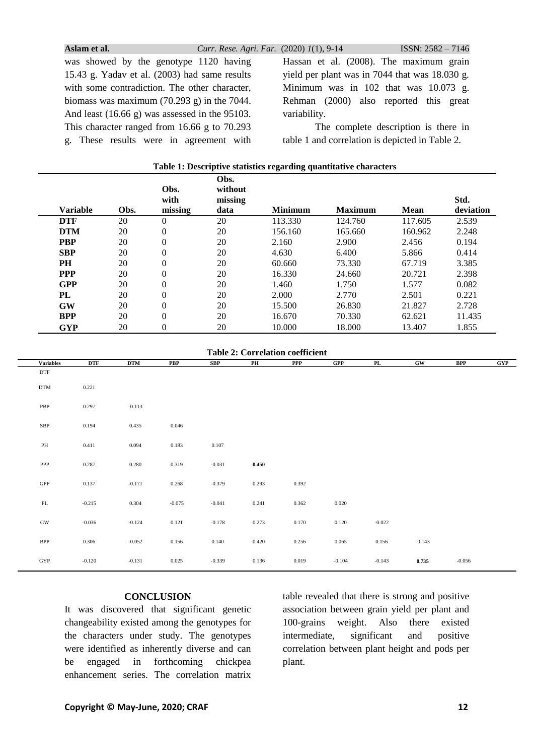was showed by the genotype 1120 having 15.43 g. Yadav et al. (2003) had same results with some contradiction. The other character, biomass was maximum (70.293 g) in the 7044. And least (16.66 g) was assessed in the 95103. This character ranged from 16.66 g to 70.293 g. These results were in agreement with Hassan et al. (2008). The maximum grain yield per plant was in 7044 that was 18.030 g. Minimum was in 102 that was 10.073 g. Rehman (2000) also reported this great variability.

The complete description is there in table 1 and correlation is depicted in Table 2.

**Table 1: Descriptive statistics regarding quantitative characters**

| Variable | Obs. | Obs. with missing | Obs. without missing data | Minimum | Maximum | Mean | Std. deviation |
|---|---|---|---|---|---|---|---|
| **DTF** | 20 | 0 | 20 | 113.330 | 124.760 | 117.605 | 2.539 |
| **DTM** | 20 | 0 | 20 | 156.160 | 165.660 | 160.962 | 2.248 |
| **PBP** | 20 | 0 | 20 | 2.160 | 2.900 | 2.456 | 0.194 |
| **SBP** | 20 | 0 | 20 | 4.630 | 6.400 | 5.866 | 0.414 |
| **PH** | 20 | 0 | 20 | 60.660 | 73.330 | 67.719 | 3.385 |
| **PPP** | 20 | 0 | 20 | 16.330 | 24.660 | 20.721 | 2.398 |
| **GPP** | 20 | 0 | 20 | 1.460 | 1.750 | 1.577 | 0.082 |
| **PL** | 20 | 0 | 20 | 2.000 | 2.770 | 2.501 | 0.221 |
| **GW** | 20 | 0 | 20 | 15.500 | 26.830 | 21.827 | 2.728 |
| **BPP** | 20 | 0 | 20 | 16.670 | 70.330 | 62.621 | 11.435 |
| **GYP** | 20 | 0 | 20 | 10.000 | 18.000 | 13.407 | 1.855 |

**Table 2: Correlation coefficient**

| Variables | DTF | DTM | PBP | SBP | PH | PPP | GPP | PL | GW | BPP | GYP |
|---|---|---|---|---|---|---|---|---|---|---|---|
| DTF | | | | | | | | | | | |
| DTM | 0.221 | | | | | | | | | | |
| PBP | 0.297 | -0.113 | | | | | | | | | |
| SBP | 0.194 | 0.435 | 0.046 | | | | | | | | |
| PH | 0.411 | 0.094 | 0.183 | 0.107 | | | | | | | |
| PPP | 0.287 | 0.280 | 0.319 | -0.031 | **0.450** | | | | | | |
| GPP | 0.137 | -0.171 | 0.268 | -0.379 | 0.293 | 0.392 | | | | | |
| PL | -0.215 | 0.304 | -0.075 | -0.041 | 0.241 | 0.362 | 0.020 | | | | |
| GW | -0.036 | -0.124 | 0.121 | -0.178 | 0.273 | 0.170 | 0.120 | -0.022 | | | |
| BPP | 0.306 | -0.052 | 0.156 | 0.140 | 0.420 | 0.256 | 0.065 | 0.156 | -0.143 | | |
| GYP | -0.120 | -0.131 | 0.025 | -0.339 | 0.136 | 0.019 | -0.104 | -0.143 | **0.735** | -0.056 | |

## CONCLUSION

It was discovered that significant genetic changeability existed among the genotypes for the characters under study. The genotypes were identified as inherently diverse and can be engaged in forthcoming chickpea enhancement series. The correlation matrix table revealed that there is strong and positive association between grain yield per plant and 100-grains weight. Also there existed intermediate, significant and positive correlation between plant height and pods per plant.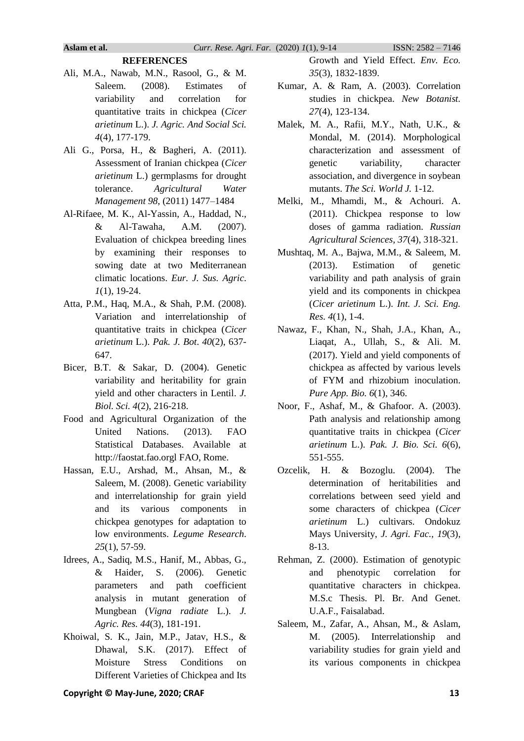## REFERENCES

Ali, M.A., Nawab, M.N., Rasool, G., & M. Saleem. (2008). Estimates of variability and correlation for quantitative traits in chickpea (*Cicer arietinum* L.). *J. Agric. And Social Sci. 4*(4), 177-179.

Ali G., Porsa, H., & Bagheri, A. (2011). Assessment of Iranian chickpea (*Cicer arietinum* L.) germplasms for drought tolerance. *Agricultural Water Management 98*, (2011) 1477–1484

Al-Rifaee, M. K., Al-Yassin, A., Haddad, N., & Al-Tawaha, A.M. (2007). Evaluation of chickpea breeding lines by examining their responses to sowing date at two Mediterranean climatic locations. *Eur. J. Sus. Agric. 1*(1), 19-24.

Atta, P.M., Haq, M.A., & Shah, P.M. (2008). Variation and interrelationship of quantitative traits in chickpea (*Cicer arietinum* L.). *Pak. J. Bot*. *40*(2), 637-647.

Bicer, B.T. & Sakar, D. (2004). Genetic variability and heritability for grain yield and other characters in Lentil. *J. Biol. Sci. 4*(2), 216-218.

Food and Agricultural Organization of the United Nations. (2013). FAO Statistical Databases. Available at http://faostat.fao.orgl FAO, Rome.

Hassan, E.U., Arshad, M., Ahsan, M., & Saleem, M. (2008). Genetic variability and interrelationship for grain yield and its various components in chickpea genotypes for adaptation to low environments. *Legume Research*. *25*(1), 57-59.

Idrees, A., Sadiq, M.S., Hanif, M., Abbas, G., & Haider, S. (2006). Genetic parameters and path coefficient analysis in mutant generation of Mungbean (*Vigna radiate* L.). *J. Agric. Res. 44*(3), 181-191.

Khoiwal, S. K., Jain, M.P., Jatav, H.S., & Dhawal, S.K. (2017). Effect of Moisture Stress Conditions on Different Varieties of Chickpea and Its Growth and Yield Effect. *Env. Eco. 35*(3), 1832-1839.

Kumar, A. & Ram, A. (2003). Correlation studies in chickpea. *New Botanist. 27*(4), 123-134.

Malek, M. A., Rafii, M.Y., Nath, U.K., & Mondal, M. (2014). Morphological characterization and assessment of genetic variability, character association, and divergence in soybean mutants. *The Sci. World J.* 1-12.

Melki, M., Mhamdi, M., & Achouri. A. (2011). Chickpea response to low doses of gamma radiation. *Russian Agricultural Sciences*, *37*(4), 318-321.

Mushtaq, M. A., Bajwa, M.M., & Saleem, M. (2013). Estimation of genetic variability and path analysis of grain yield and its components in chickpea (*Cicer arietinum* L.). *Int. J. Sci. Eng. Res. 4*(1), 1-4.

Nawaz, F., Khan, N., Shah, J.A., Khan, A., Liaqat, A., Ullah, S., & Ali. M. (2017). Yield and yield components of chickpea as affected by various levels of FYM and rhizobium inoculation. *Pure App. Bio. 6*(1), 346.

Noor, F., Ashaf, M., & Ghafoor. A. (2003). Path analysis and relationship among quantitative traits in chickpea (*Cicer arietinum* L.). *Pak. J. Bio. Sci. 6*(6), 551-555.

Ozcelik, H. & Bozoglu. (2004). The determination of heritabilities and correlations between seed yield and some characters of chickpea (*Cicer arietinum* L.) cultivars. Ondokuz Mays University, *J. Agri. Fac., 19*(3), 8-13.

Rehman, Z. (2000). Estimation of genotypic and phenotypic correlation for quantitative characters in chickpea. M.S.c Thesis. Pl. Br. And Genet. U.A.F., Faisalabad.

Saleem, M., Zafar, A., Ahsan, M., & Aslam, M. (2005). Interrelationship and variability studies for grain yield and its various components in chickpea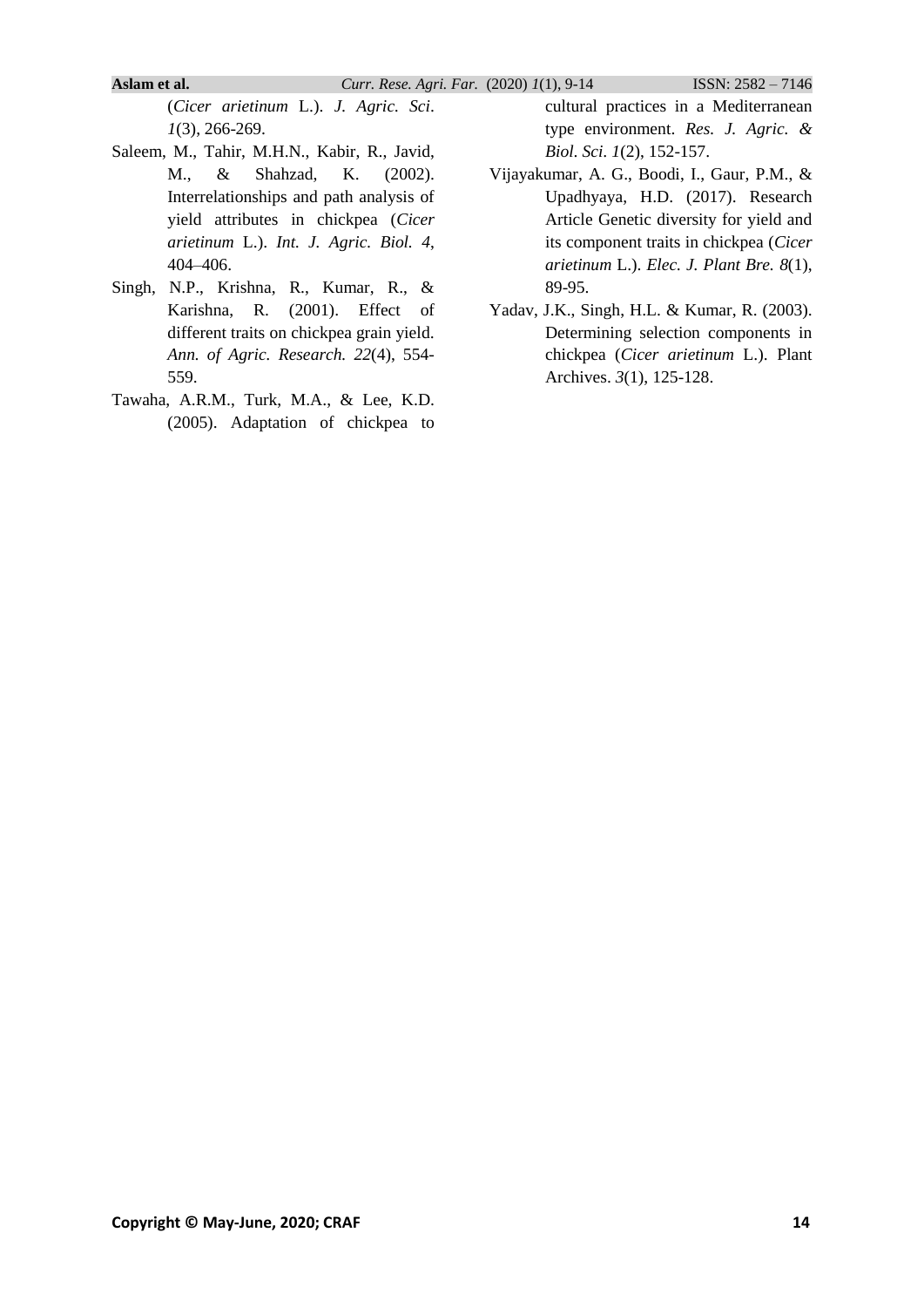(*Cicer arietinum* L.). *J. Agric. Sci*. *1*(3), 266-269.

Saleem, M., Tahir, M.H.N., Kabir, R., Javid, M., & Shahzad, K. (2002). Interrelationships and path analysis of yield attributes in chickpea (*Cicer arietinum* L.). *Int. J. Agric. Biol. 4*, 404–406.

Singh, N.P., Krishna, R., Kumar, R., & Karishna, R. (2001). Effect of different traits on chickpea grain yield. *Ann. of Agric. Research. 22*(4), 554-559.

Tawaha, A.R.M., Turk, M.A., & Lee, K.D. (2005). Adaptation of chickpea to cultural practices in a Mediterranean type environment. *Res. J. Agric. & Biol. Sci*. *1*(2), 152-157.

Vijayakumar, A. G., Boodi, I., Gaur, P.M., & Upadhyaya, H.D. (2017). Research Article Genetic diversity for yield and its component traits in chickpea (*Cicer arietinum* L.). *Elec. J. Plant Bre. 8*(1), 89-95.

Yadav, J.K., Singh, H.L. & Kumar, R. (2003). Determining selection components in chickpea (*Cicer arietinum* L.). Plant Archives. *3*(1), 125-128.